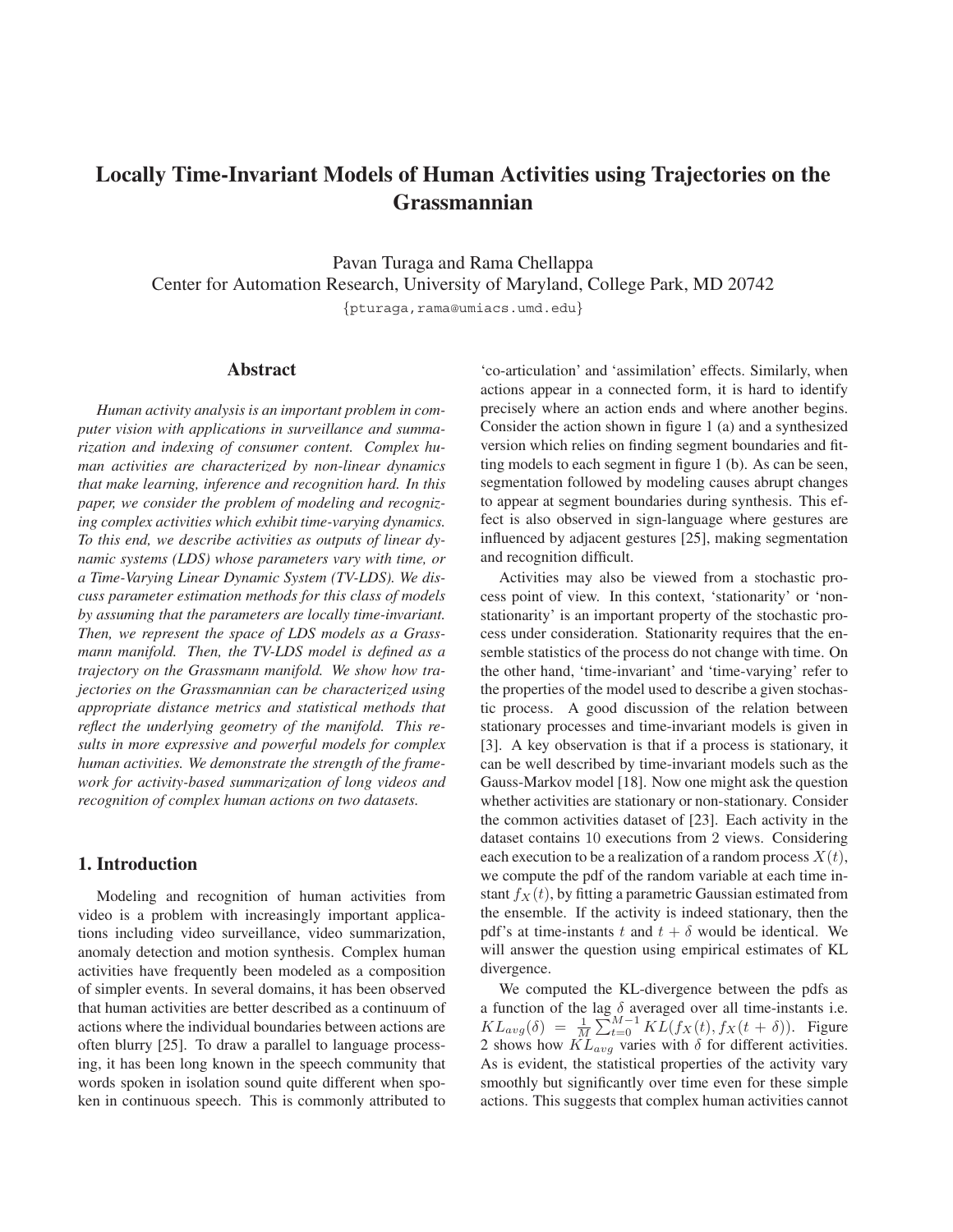# Locally Time-Invariant Models of Human Activities using Trajectories on the Grassmannian

Pavan Turaga and Rama Chellappa

Center for Automation Research, University of Maryland, College Park, MD 20742

{pturaga,rama@umiacs.umd.edu}

## Abstract

*Human activity analysis is an important problem in computer vision with applications in surveillance and summarization and indexing of consumer content. Complex human activities are characterized by non-linear dynamics that make learning, inference and recognition hard. In this paper, we consider the problem of modeling and recognizing complex activities which exhibit time-varying dynamics. To this end, we describe activities as outputs of linear dynamic systems (LDS) whose parameters vary with time, or a Time-Varying Linear Dynamic System (TV-LDS). We discuss parameter estimation methods for this class of models by assuming that the parameters are locally time-invariant. Then, we represent the space of LDS models as a Grassmann manifold. Then, the TV-LDS model is defined as a trajectory on the Grassmann manifold. We show how trajectories on the Grassmannian can be characterized using appropriate distance metrics and statistical methods that reflect the underlying geometry of the manifold. This results in more expressive and powerful models for complex human activities. We demonstrate the strength of the framework for activity-based summarization of long videos and recognition of complex human actions on two datasets.*

## 1. Introduction

Modeling and recognition of human activities from video is a problem with increasingly important applications including video surveillance, video summarization, anomaly detection and motion synthesis. Complex human activities have frequently been modeled as a composition of simpler events. In several domains, it has been observed that human activities are better described as a continuum of actions where the individual boundaries between actions are often blurry [25]. To draw a parallel to language processing, it has been long known in the speech community that words spoken in isolation sound quite different when spoken in continuous speech. This is commonly attributed to 'co-articulation' and 'assimilation' effects. Similarly, when actions appear in a connected form, it is hard to identify precisely where an action ends and where another begins. Consider the action shown in figure 1 (a) and a synthesized version which relies on finding segment boundaries and fitting models to each segment in figure 1 (b). As can be seen, segmentation followed by modeling causes abrupt changes to appear at segment boundaries during synthesis. This effect is also observed in sign-language where gestures are influenced by adjacent gestures [25], making segmentation and recognition difficult.

Activities may also be viewed from a stochastic process point of view. In this context, 'stationarity' or 'non-stationarity' is an important property of the stochastic process under consideration. Stationarity requires that the ensemble statistics of the process do not change with time. On the other hand, 'time-invariant' and 'time-varying' refer to the properties of the model used to describe a given stochastic process. A good discussion of the relation between stationary processes and time-invariant models is given in [3]. A key observation is that if a process is stationary, it can be well described by time-invariant models such as the Gauss-Markov model [18]. Now one might ask the question whether activities are stationary or non-stationary. Consider the common activities dataset of [23]. Each activity in the dataset contains 10 executions from 2 views. Considering each execution to be a realization of a random process $X(t)$, we compute the pdf of the random variable at each time instant $f_X(t)$, by fitting a parametric Gaussian estimated from the ensemble. If the activity is indeed stationary, then the pdf's at time-instants $t$ and $t+\delta$ would be identical. We will answer the question using empirical estimates of KL divergence.

We computed the KL-divergence between the pdfs as a function of the lag $\delta$ averaged over all time-instants i.e. $KL_{avg}(\delta) = \frac{1}{M}\sum_{t=0}^{M-1} KL(f_X(t), f_X(t+\delta))$. Figure 2 shows how $KL_{avg}$ varies with $\delta$ for different activities. As is evident, the statistical properties of the activity vary smoothly but significantly over time even for these simple actions. This suggests that complex human activities cannot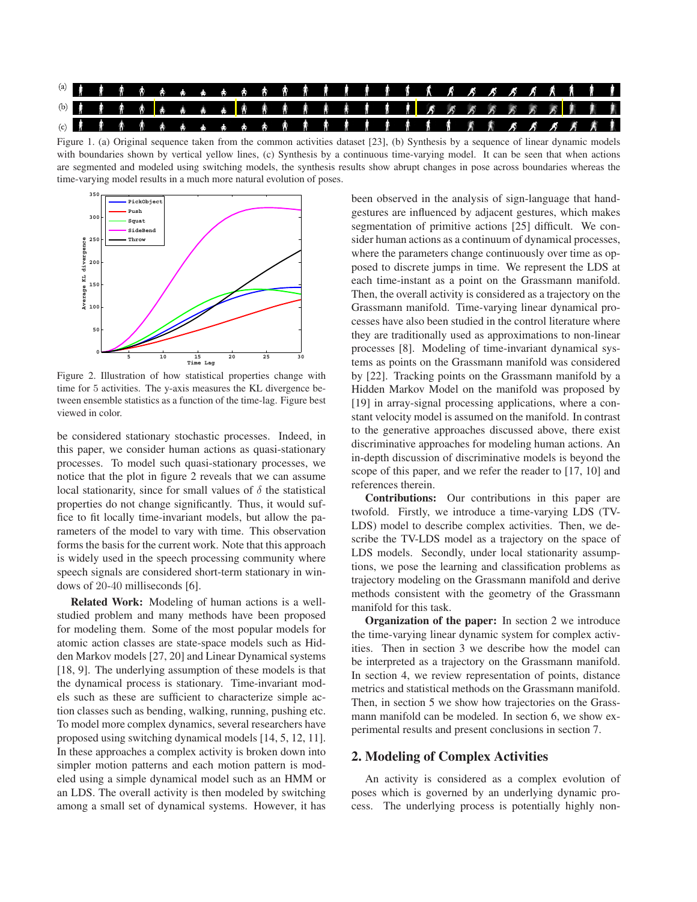Figure 1. (a) Original sequence taken from the common activities dataset [23], (b) Synthesis by a sequence of linear dynamic models with boundaries shown by vertical yellow lines, (c) Synthesis by a continuous time-varying model. It can be seen that when actions are segmented and modeled using switching models, the synthesis results show abrupt changes in pose across boundaries whereas the time-varying model results in a much more natural evolution of poses.

Figure 2. Illustration of how statistical properties change with time for 5 activities. The y-axis measures the KL divergence between ensemble statistics as a function of the time-lag. Figure best viewed in color.

be considered stationary stochastic processes. Indeed, in this paper, we consider human actions as quasi-stationary processes. To model such quasi-stationary processes, we notice that the plot in figure 2 reveals that we can assume local stationarity, since for small values of $\delta$ the statistical properties do not change significantly. Thus, it would suffice to fit locally time-invariant models, but allow the parameters of the model to vary with time. This observation forms the basis for the current work. Note that this approach is widely used in the speech processing community where speech signals are considered short-term stationary in windows of 20-40 milliseconds [6].

**Related Work:** Modeling of human actions is a well-studied problem and many methods have been proposed for modeling them. Some of the most popular models for atomic action classes are state-space models such as Hidden Markov models [27, 20] and Linear Dynamical systems [18, 9]. The underlying assumption of these models is that the dynamical process is stationary. Time-invariant models such as these are sufficient to characterize simple action classes such as bending, walking, running, pushing etc. To model more complex dynamics, several researchers have proposed using switching dynamical models [14, 5, 12, 11]. In these approaches a complex activity is broken down into simpler motion patterns and each motion pattern is modeled using a simple dynamical model such as an HMM or an LDS. The overall activity is then modeled by switching among a small set of dynamical systems. However, it has been observed in the analysis of sign-language that hand-gestures are influenced by adjacent gestures, which makes segmentation of primitive actions [25] difficult. We consider human actions as a continuum of dynamical processes, where the parameters change continuously over time as opposed to discrete jumps in time. We represent the LDS at each time-instant as a point on the Grassmann manifold. Then, the overall activity is considered as a trajectory on the Grassmann manifold. Time-varying linear dynamical processes have also been studied in the control literature where they are traditionally used as approximations to non-linear processes [8]. Modeling of time-invariant dynamical systems as points on the Grassmann manifold was considered by [22]. Tracking points on the Grassmann manifold by a Hidden Markov Model on the manifold was proposed by [19] in array-signal processing applications, where a constant velocity model is assumed on the manifold. In contrast to the generative approaches discussed above, there exist discriminative approaches for modeling human actions. An in-depth discussion of discriminative models is beyond the scope of this paper, and we refer the reader to [17, 10] and references therein.

**Contributions:** Our contributions in this paper are twofold. Firstly, we introduce a time-varying LDS (TV-LDS) model to describe complex activities. Then, we describe the TV-LDS model as a trajectory on the space of LDS models. Secondly, under local stationarity assumptions, we pose the learning and classification problems as trajectory modeling on the Grassmann manifold and derive methods consistent with the geometry of the Grassmann manifold for this task.

**Organization of the paper:** In section 2 we introduce the time-varying linear dynamic system for complex activities. Then in section 3 we describe how the model can be interpreted as a trajectory on the Grassmann manifold. In section 4, we review representation of points, distance metrics and statistical methods on the Grassmann manifold. Then, in section 5 we show how trajectories on the Grassmann manifold can be modeled. In section 6, we show experimental results and present conclusions in section 7.

## 2. Modeling of Complex Activities

An activity is considered as a complex evolution of poses which is governed by an underlying dynamic process. The underlying process is potentially highly non-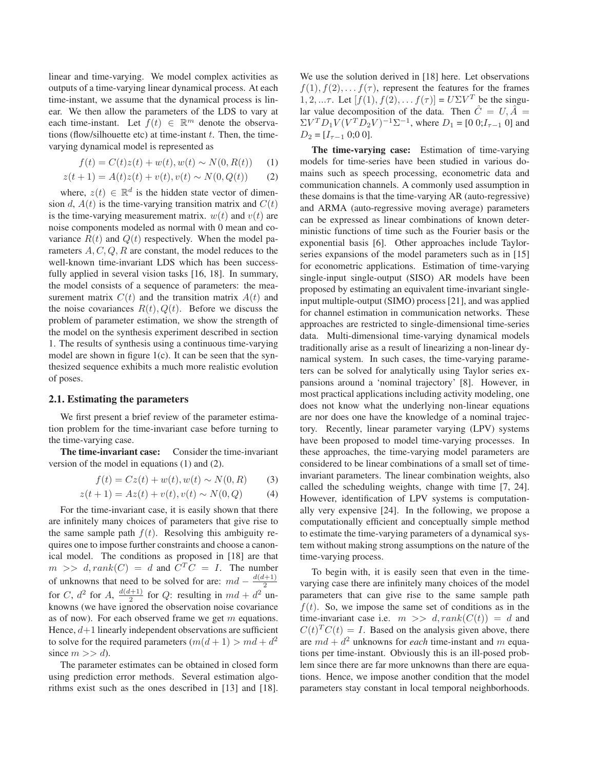linear and time-varying. We model complex activities as outputs of a time-varying linear dynamical process. At each time-instant, we assume that the dynamical process is linear. We then allow the parameters of the LDS to vary at each time-instant. Let $f(t) \in \mathbb{R}^m$ denote the observations (flow/silhouette etc) at time-instant $t$. Then, the time-varying dynamical model is represented as

$$f(t) = C(t)z(t) + w(t), w(t) \sim N(0, R(t)) \quad (1)$$

$$z(t+1) = A(t)z(t) + v(t), v(t) \sim N(0, Q(t)) \quad (2)$$

where, $z(t) \in \mathbb{R}^d$ is the hidden state vector of dimension $d$, $A(t)$ is the time-varying transition matrix and $C(t)$ is the time-varying measurement matrix. $w(t)$ and $v(t)$ are noise components modeled as normal with 0 mean and covariance $R(t)$ and $Q(t)$ respectively. When the model parameters $A, C, Q, R$ are constant, the model reduces to the well-known time-invariant LDS which has been successfully applied in several vision tasks [16, 18]. In summary, the model consists of a sequence of parameters: the measurement matrix $C(t)$ and the transition matrix $A(t)$ and the noise covariances $R(t), Q(t)$. Before we discuss the problem of parameter estimation, we show the strength of the model on the synthesis experiment described in section 1. The results of synthesis using a continuous time-varying model are shown in figure 1(c). It can be seen that the synthesized sequence exhibits a much more realistic evolution of poses.

### 2.1. Estimating the parameters

We first present a brief review of the parameter estimation problem for the time-invariant case before turning to the time-varying case.

**The time-invariant case:** Consider the time-invariant version of the model in equations (1) and (2).

$$f(t) = Cz(t) + w(t), w(t) \sim N(0, R) \quad (3)$$

$$z(t+1) = Az(t) + v(t), v(t) \sim N(0, Q) \quad (4)$$

For the time-invariant case, it is easily shown that there are infinitely many choices of parameters that give rise to the same sample path $f(t)$. Resolving this ambiguity requires one to impose further constraints and choose a canonical model. The conditions as proposed in [18] are that $m >> d, rank(C) = d$ and $C^T C = I$. The number of unknowns that need to be solved for are: $md - \frac{d(d+1)}{2}$ for $C$, $d^2$ for $A$, $\frac{d(d+1)}{2}$ for $Q$: resulting in $md + d^2$ unknowns (we have ignored the observation noise covariance as of now). For each observed frame we get $m$ equations. Hence, $d+1$ linearly independent observations are sufficient to solve for the required parameters ($m(d+1) > md + d^2$ since $m >> d$).

The parameter estimates can be obtained in closed form using prediction error methods. Several estimation algorithms exist such as the ones described in [13] and [18]. We use the solution derived in [18] here. Let observations $f(1), f(2), \ldots f(\tau)$, represent the features for the frames $1, 2, \ldots \tau$. Let $[f(1), f(2), \ldots f(\tau)] = U\Sigma V^T$ be the singular value decomposition of the data. Then $\hat{C} = U, \hat{A} = \Sigma V^T D_1 V (V^T D_2 V)^{-1} \Sigma^{-1}$, where $D_1 = [0\ 0; I_{\tau-1}\ 0]$ and $D_2 = [I_{\tau-1}\ 0; 0\ 0]$.

**The time-varying case:** Estimation of time-varying models for time-series have been studied in various domains such as speech processing, econometric data and communication channels. A commonly used assumption in these domains is that the time-varying AR (auto-regressive) and ARMA (auto-regressive moving average) parameters can be expressed as linear combinations of known deterministic functions of time such as the Fourier basis or the exponential basis [6]. Other approaches include Taylor-series expansions of the model parameters such as in [15] for econometric applications. Estimation of time-varying single-input single-output (SISO) AR models have been proposed by estimating an equivalent time-invariant single-input multiple-output (SIMO) process [21], and was applied for channel estimation in communication networks. These approaches are restricted to single-dimensional time-series data. Multi-dimensional time-varying dynamical models traditionally arise as a result of linearizing a non-linear dynamical system. In such cases, the time-varying parameters can be solved for analytically using Taylor series expansions around a 'nominal trajectory' [8]. However, in most practical applications including activity modeling, one does not know what the underlying non-linear equations are nor does one have the knowledge of a nominal trajectory. Recently, linear parameter varying (LPV) systems have been proposed to model time-varying processes. In these approaches, the time-varying model parameters are considered to be linear combinations of a small set of time-invariant parameters. The linear combination weights, also called the scheduling weights, change with time [7, 24]. However, identification of LPV systems is computationally very expensive [24]. In the following, we propose a computationally efficient and conceptually simple method to estimate the time-varying parameters of a dynamical system without making strong assumptions on the nature of the time-varying process.

To begin with, it is easily seen that even in the time-varying case there are infinitely many choices of the model parameters that can give rise to the same sample path $f(t)$. So, we impose the same set of conditions as in the time-invariant case i.e. $m >> d, rank(C(t)) = d$ and $C(t)^T C(t) = I$. Based on the analysis given above, there are $md + d^2$ unknowns for *each* time-instant and $m$ equations per time-instant. Obviously this is an ill-posed problem since there are far more unknowns than there are equations. Hence, we impose another condition that the model parameters stay constant in local temporal neighborhoods.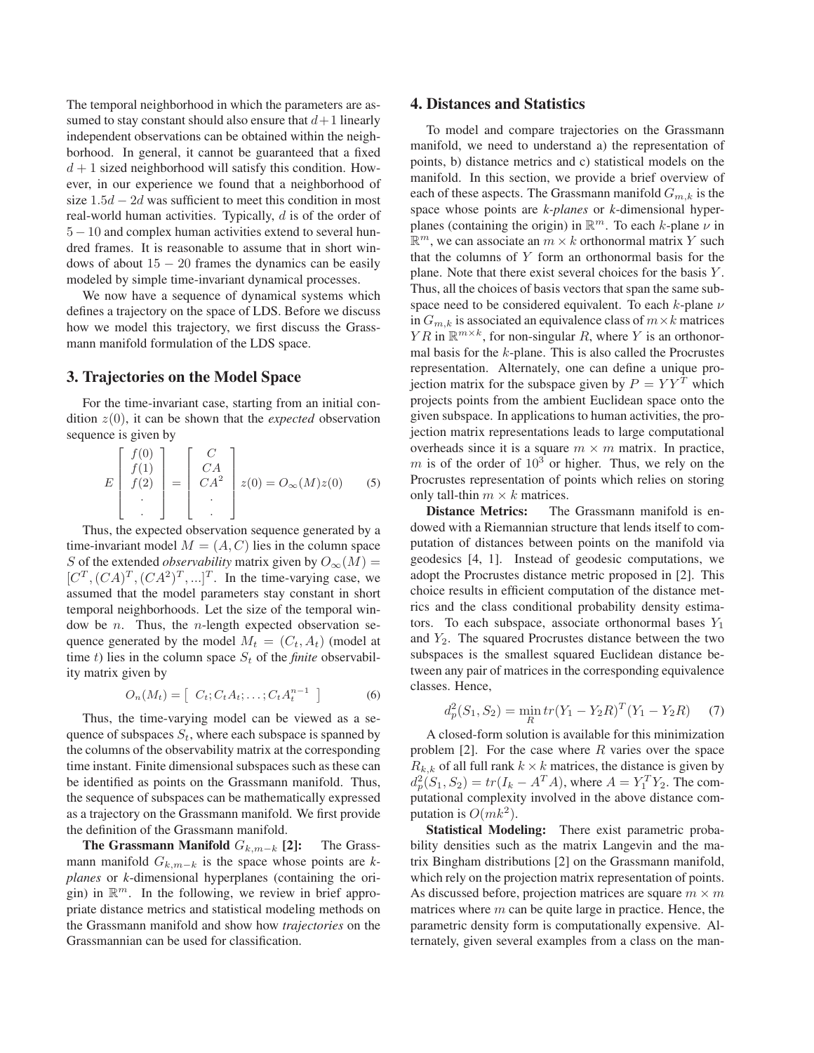The temporal neighborhood in which the parameters are assumed to stay constant should also ensure that $d+1$ linearly independent observations can be obtained within the neighborhood. In general, it cannot be guaranteed that a fixed $d+1$ sized neighborhood will satisfy this condition. However, in our experience we found that a neighborhood of size $1.5d - 2d$ was sufficient to meet this condition in most real-world human activities. Typically, $d$ is of the order of $5 - 10$ and complex human activities extend to several hundred frames. It is reasonable to assume that in short windows of about $15 - 20$ frames the dynamics can be easily modeled by simple time-invariant dynamical processes.

We now have a sequence of dynamical systems which defines a trajectory on the space of LDS. Before we discuss how we model this trajectory, we first discuss the Grassmann manifold formulation of the LDS space.

## 3. Trajectories on the Model Space

For the time-invariant case, starting from an initial condition $z(0)$, it can be shown that the *expected* observation sequence is given by

$$E \begin{bmatrix} f(0) \\ f(1) \\ f(2) \\ \cdot \\ \cdot \end{bmatrix} = \begin{bmatrix} C \\ CA \\ CA^2 \\ \cdot \\ \cdot \end{bmatrix} z(0) = O_\infty(M) z(0) \qquad (5)$$

Thus, the expected observation sequence generated by a time-invariant model $M = (A, C)$ lies in the column space $S$ of the extended *observability* matrix given by $O_\infty(M) = [C^T, (CA)^T, (CA^2)^T, ...]^T$. In the time-varying case, we assumed that the model parameters stay constant in short temporal neighborhoods. Let the size of the temporal window be $n$. Thus, the $n$-length expected observation sequence generated by the model $M_t = (C_t, A_t)$ (model at time $t$) lies in the column space $S_t$ of the *finite* observability matrix given by

$$O_n(M_t) = \begin{bmatrix} C_t; C_t A_t; \ldots; C_t A_t^{n-1} \end{bmatrix} \qquad (6)$$

Thus, the time-varying model can be viewed as a sequence of subspaces $S_t$, where each subspace is spanned by the columns of the observability matrix at the corresponding time instant. Finite dimensional subspaces such as these can be identified as points on the Grassmann manifold. Thus, the sequence of subspaces can be mathematically expressed as a trajectory on the Grassmann manifold. We first provide the definition of the Grassmann manifold.

**The Grassmann Manifold $G_{k,m-k}$ [2]:** The Grassmann manifold $G_{k,m-k}$ is the space whose points are *k-planes* or *k*-dimensional hyperplanes (containing the origin) in $\mathbb{R}^m$. In the following, we review in brief appropriate distance metrics and statistical modeling methods on the Grassmann manifold and show how *trajectories* on the Grassmannian can be used for classification.

## 4. Distances and Statistics

To model and compare trajectories on the Grassmann manifold, we need to understand a) the representation of points, b) distance metrics and c) statistical models on the manifold. In this section, we provide a brief overview of each of these aspects. The Grassmann manifold $G_{m,k}$ is the space whose points are *k-planes* or *k*-dimensional hyperplanes (containing the origin) in $\mathbb{R}^m$. To each $k$-plane $\nu$ in $\mathbb{R}^m$, we can associate an $m \times k$ orthonormal matrix $Y$ such that the columns of $Y$ form an orthonormal basis for the plane. Note that there exist several choices for the basis $Y$. Thus, all the choices of basis vectors that span the same subspace need to be considered equivalent. To each $k$-plane $\nu$ in $G_{m,k}$ is associated an equivalence class of $m \times k$ matrices $YR$ in $\mathbb{R}^{m \times k}$, for non-singular $R$, where $Y$ is an orthonormal basis for the $k$-plane. This is also called the Procrustes representation. Alternately, one can define a unique projection matrix for the subspace given by $P = YY^T$ which projects points from the ambient Euclidean space onto the given subspace. In applications to human activities, the projection matrix representations leads to large computational overheads since it is a square $m \times m$ matrix. In practice, $m$ is of the order of $10^3$ or higher. Thus, we rely on the Procrustes representation of points which relies on storing only tall-thin $m \times k$ matrices.

**Distance Metrics:** The Grassmann manifold is endowed with a Riemannian structure that lends itself to computation of distances between points on the manifold via geodesics [4, 1]. Instead of geodesic computations, we adopt the Procrustes distance metric proposed in [2]. This choice results in efficient computation of the distance metrics and the class conditional probability density estimators. To each subspace, associate orthonormal bases $Y_1$ and $Y_2$. The squared Procrustes distance between the two subspaces is the smallest squared Euclidean distance between any pair of matrices in the corresponding equivalence classes. Hence,

$$d_p^2(S_1, S_2) = \min_R tr(Y_1 - Y_2 R)^T (Y_1 - Y_2 R) \qquad (7)$$

A closed-form solution is available for this minimization problem [2]. For the case where $R$ varies over the space $R_{k,k}$ of all full rank $k \times k$ matrices, the distance is given by $d_p^2(S_1, S_2) = tr(I_k - A^T A)$, where $A = Y_1^T Y_2$. The computational complexity involved in the above distance computation is $O(mk^2)$.

**Statistical Modeling:** There exist parametric probability densities such as the matrix Langevin and the matrix Bingham distributions [2] on the Grassmann manifold, which rely on the projection matrix representation of points. As discussed before, projection matrices are square $m \times m$ matrices where $m$ can be quite large in practice. Hence, the parametric density form is computationally expensive. Alternately, given several examples from a class on the man-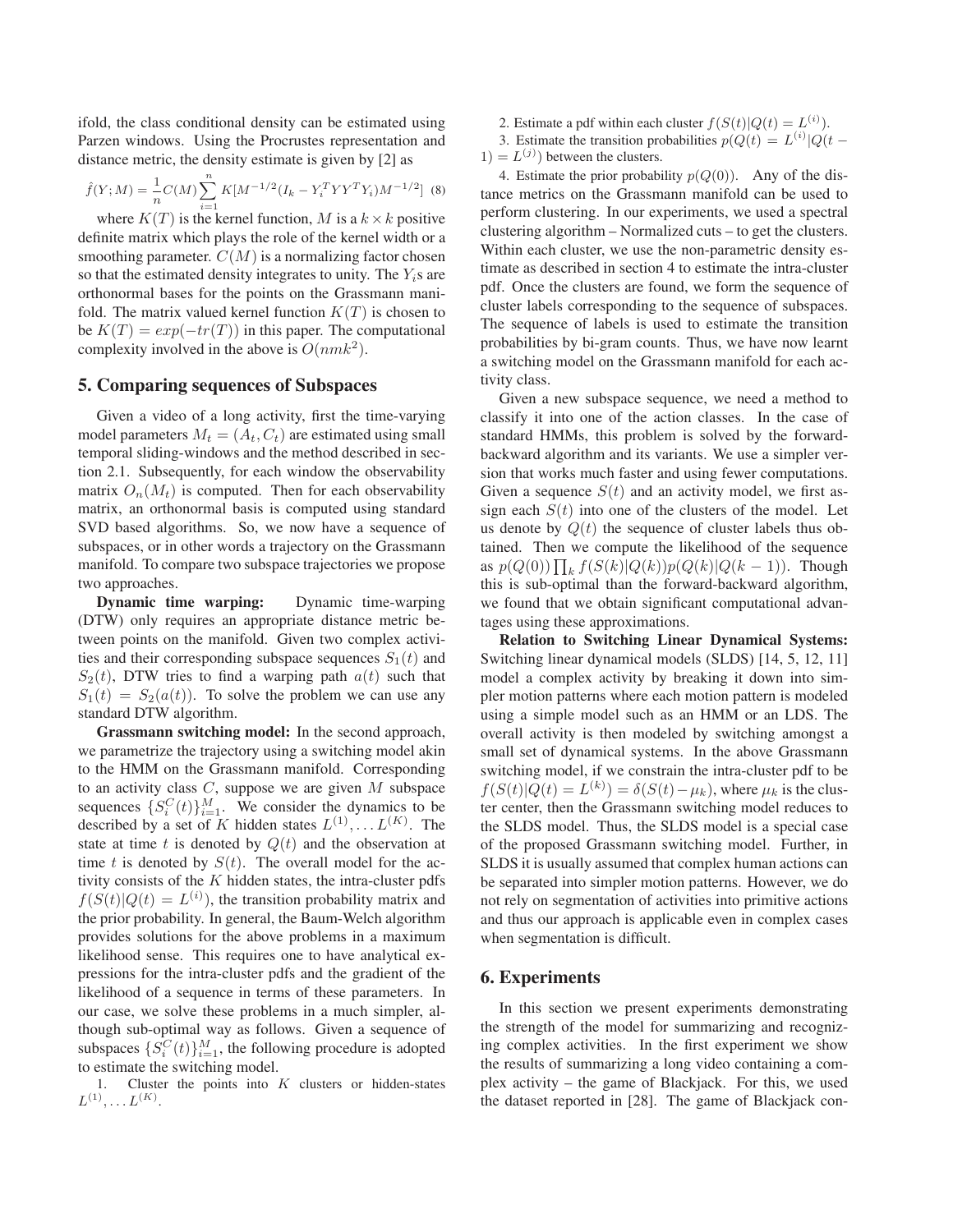ifold, the class conditional density can be estimated using Parzen windows. Using the Procrustes representation and distance metric, the density estimate is given by [2] as

$$\hat{f}(Y; M) = \frac{1}{n} C(M) \sum_{i=1}^{n} K[M^{-1/2}(I_k - Y_i^T Y Y^T Y_i) M^{-1/2}] \quad (8)$$

where $K(T)$ is the kernel function, $M$ is a $k \times k$ positive definite matrix which plays the role of the kernel width or a smoothing parameter. $C(M)$ is a normalizing factor chosen so that the estimated density integrates to unity. The $Y_i$s are orthonormal bases for the points on the Grassmann manifold. The matrix valued kernel function $K(T)$ is chosen to be $K(T) = exp(-tr(T))$ in this paper. The computational complexity involved in the above is $O(nmk^2)$.

## 5. Comparing sequences of Subspaces

Given a video of a long activity, first the time-varying model parameters $M_t = (A_t, C_t)$ are estimated using small temporal sliding-windows and the method described in section 2.1. Subsequently, for each window the observability matrix $O_n(M_t)$ is computed. Then for each observability matrix, an orthonormal basis is computed using standard SVD based algorithms. So, we now have a sequence of subspaces, or in other words a trajectory on the Grassmann manifold. To compare two subspace trajectories we propose two approaches.

**Dynamic time warping:** Dynamic time-warping (DTW) only requires an appropriate distance metric between points on the manifold. Given two complex activities and their corresponding subspace sequences $S_1(t)$ and $S_2(t)$, DTW tries to find a warping path $a(t)$ such that $S_1(t) = S_2(a(t))$. To solve the problem we can use any standard DTW algorithm.

**Grassmann switching model:** In the second approach, we parametrize the trajectory using a switching model akin to the HMM on the Grassmann manifold. Corresponding to an activity class $C$, suppose we are given $M$ subspace sequences $\{S_i^C(t)\}_{i=1}^M$. We consider the dynamics to be described by a set of $K$ hidden states $L^{(1)}, \ldots L^{(K)}$. The state at time $t$ is denoted by $Q(t)$ and the observation at time $t$ is denoted by $S(t)$. The overall model for the activity consists of the $K$ hidden states, the intra-cluster pdfs $f(S(t)|Q(t) = L^{(i)})$, the transition probability matrix and the prior probability. In general, the Baum-Welch algorithm provides solutions for the above problems in a maximum likelihood sense. This requires one to have analytical expressions for the intra-cluster pdfs and the gradient of the likelihood of a sequence in terms of these parameters. In our case, we solve these problems in a much simpler, although sub-optimal way as follows. Given a sequence of subspaces $\{S_i^C(t)\}_{i=1}^M$, the following procedure is adopted to estimate the switching model.

1. Cluster the points into $K$ clusters or hidden-states $L^{(1)}, \ldots L^{(K)}$.
2. Estimate a pdf within each cluster $f(S(t)|Q(t) = L^{(i)})$.
3. Estimate the transition probabilities $p(Q(t) = L^{(i)}|Q(t-1) = L^{(j)})$ between the clusters.
4. Estimate the prior probability $p(Q(0))$.

Any of the distance metrics on the Grassmann manifold can be used to perform clustering. In our experiments, we used a spectral clustering algorithm – Normalized cuts – to get the clusters. Within each cluster, we use the non-parametric density estimate as described in section 4 to estimate the intra-cluster pdf. Once the clusters are found, we form the sequence of cluster labels corresponding to the sequence of subspaces. The sequence of labels is used to estimate the transition probabilities by bi-gram counts. Thus, we have now learnt a switching model on the Grassmann manifold for each activity class.

Given a new subspace sequence, we need a method to classify it into one of the action classes. In the case of standard HMMs, this problem is solved by the forward-backward algorithm and its variants. We use a simpler version that works much faster and using fewer computations. Given a sequence $S(t)$ and an activity model, we first assign each $S(t)$ into one of the clusters of the model. Let us denote by $Q(t)$ the sequence of cluster labels thus obtained. Then we compute the likelihood of the sequence as $p(Q(0)) \prod_k f(S(k)|Q(k)) p(Q(k)|Q(k-1))$. Though this is sub-optimal than the forward-backward algorithm, we found that we obtain significant computational advantages using these approximations.

**Relation to Switching Linear Dynamical Systems:** Switching linear dynamical models (SLDS) [14, 5, 12, 11] model a complex activity by breaking it down into simpler motion patterns where each motion pattern is modeled using a simple model such as an HMM or an LDS. The overall activity is then modeled by switching amongst a small set of dynamical systems. In the above Grassmann switching model, if we constrain the intra-cluster pdf to be $f(S(t)|Q(t) = L^{(k)}) = \delta(S(t) - \mu_k)$, where $\mu_k$ is the cluster center, then the Grassmann switching model reduces to the SLDS model. Thus, the SLDS model is a special case of the proposed Grassmann switching model. Further, in SLDS it is usually assumed that complex human actions can be separated into simpler motion patterns. However, we do not rely on segmentation of activities into primitive actions and thus our approach is applicable even in complex cases when segmentation is difficult.

## 6. Experiments

In this section we present experiments demonstrating the strength of the model for summarizing and recognizing complex activities. In the first experiment we show the results of summarizing a long video containing a complex activity – the game of Blackjack. For this, we used the dataset reported in [28]. The game of Blackjack con-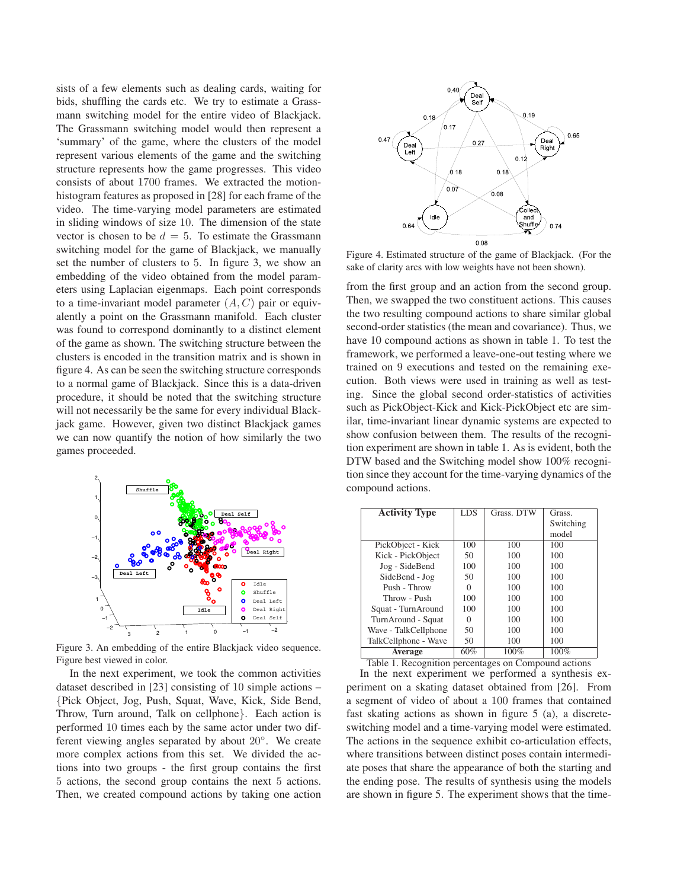sists of a few elements such as dealing cards, waiting for bids, shuffling the cards etc. We try to estimate a Grassmann switching model for the entire video of Blackjack. The Grassmann switching model would then represent a 'summary' of the game, where the clusters of the model represent various elements of the game and the switching structure represents how the game progresses. This video consists of about 1700 frames. We extracted the motion-histogram features as proposed in [28] for each frame of the video. The time-varying model parameters are estimated in sliding windows of size 10. The dimension of the state vector is chosen to be $d = 5$. To estimate the Grassmann switching model for the game of Blackjack, we manually set the number of clusters to 5. In figure 3, we show an embedding of the video obtained from the model parameters using Laplacian eigenmaps. Each point corresponds to a time-invariant model parameter $(A, C)$ pair or equivalently a point on the Grassmann manifold. Each cluster was found to correspond dominantly to a distinct element of the game as shown. The switching structure between the clusters is encoded in the transition matrix and is shown in figure 4. As can be seen the switching structure corresponds to a normal game of Blackjack. Since this is a data-driven procedure, it should be noted that the switching structure will not necessarily be the same for every individual Blackjack game. However, given two distinct Blackjack games we can now quantify the notion of how similarly the two games proceeded.

Figure 3. An embedding of the entire Blackjack video sequence. Figure best viewed in color.

In the next experiment, we took the common activities dataset described in [23] consisting of 10 simple actions – {Pick Object, Jog, Push, Squat, Wave, Kick, Side Bend, Throw, Turn around, Talk on cellphone}. Each action is performed 10 times each by the same actor under two different viewing angles separated by about 20°. We create more complex actions from this set. We divided the actions into two groups - the first group contains the first 5 actions, the second group contains the next 5 actions. Then, we created compound actions by taking one action from the first group and an action from the second group. Then, we swapped the two constituent actions. This causes the two resulting compound actions to share similar global second-order statistics (the mean and covariance). Thus, we have 10 compound actions as shown in table 1. To test the framework, we performed a leave-one-out testing where we trained on 9 executions and tested on the remaining execution. Both views were used in training as well as testing. Since the global second order-statistics of activities such as PickObject-Kick and Kick-PickObject etc are similar, time-invariant linear dynamic systems are expected to show confusion between them. The results of the recognition experiment are shown in table 1. As is evident, both the DTW based and the Switching model show 100% recognition since they account for the time-varying dynamics of the compound actions.

Figure 4. Estimated structure of the game of Blackjack. (For the sake of clarity arcs with low weights have not been shown).

| **Activity Type** | LDS | Grass. DTW | Grass. Switching model |
|---|---|---|---|
| PickObject - Kick | 100 | 100 | 100 |
| Kick - PickObject | 50 | 100 | 100 |
| Jog - SideBend | 100 | 100 | 100 |
| SideBend - Jog | 50 | 100 | 100 |
| Push - Throw | 0 | 100 | 100 |
| Throw - Push | 100 | 100 | 100 |
| Squat - TurnAround | 100 | 100 | 100 |
| TurnAround - Squat | 0 | 100 | 100 |
| Wave - TalkCellphone | 50 | 100 | 100 |
| TalkCellphone - Wave | 50 | 100 | 100 |
| **Average** | 60% | 100% | 100% |

Table 1. Recognition percentages on Compound actions

In the next experiment we performed a synthesis experiment on a skating dataset obtained from [26]. From a segment of video of about a 100 frames that contained fast skating actions as shown in figure 5 (a), a discrete-switching model and a time-varying model were estimated. The actions in the sequence exhibit co-articulation effects, where transitions between distinct poses contain intermediate poses that share the appearance of both the starting and the ending pose. The results of synthesis using the models are shown in figure 5. The experiment shows that the time-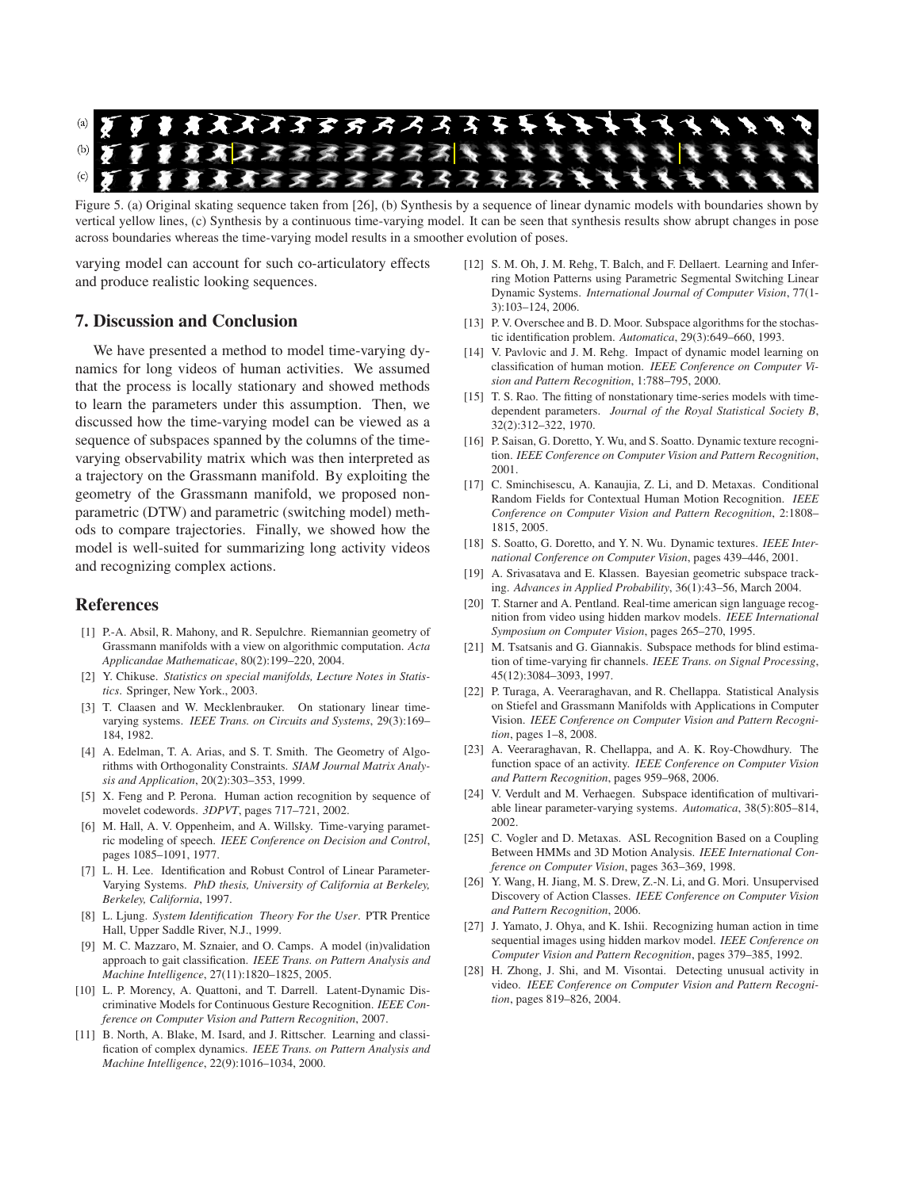(a)
(b)
(c)

Figure 5. (a) Original skating sequence taken from [26], (b) Synthesis by a sequence of linear dynamic models with boundaries shown by vertical yellow lines, (c) Synthesis by a continuous time-varying model. It can be seen that synthesis results show abrupt changes in pose across boundaries whereas the time-varying model results in a smoother evolution of poses.

varying model can account for such co-articulatory effects and produce realistic looking sequences.

## 7. Discussion and Conclusion

We have presented a method to model time-varying dynamics for long videos of human activities. We assumed that the process is locally stationary and showed methods to learn the parameters under this assumption. Then, we discussed how the time-varying model can be viewed as a sequence of subspaces spanned by the columns of the time-varying observability matrix which was then interpreted as a trajectory on the Grassmann manifold. By exploiting the geometry of the Grassmann manifold, we proposed non-parametric (DTW) and parametric (switching model) methods to compare trajectories. Finally, we showed how the model is well-suited for summarizing long activity videos and recognizing complex actions.

## References

[1] P.-A. Absil, R. Mahony, and R. Sepulchre. Riemannian geometry of Grassmann manifolds with a view on algorithmic computation. *Acta Applicandae Mathematicae*, 80(2):199–220, 2004.

[2] Y. Chikuse. *Statistics on special manifolds, Lecture Notes in Statistics*. Springer, New York., 2003.

[3] T. Claasen and W. Mecklenbrauker. On stationary linear time-varying systems. *IEEE Trans. on Circuits and Systems*, 29(3):169–184, 1982.

[4] A. Edelman, T. A. Arias, and S. T. Smith. The Geometry of Algorithms with Orthogonality Constraints. *SIAM Journal Matrix Analysis and Application*, 20(2):303–353, 1999.

[5] X. Feng and P. Perona. Human action recognition by sequence of movelet codewords. *3DPVT*, pages 717–721, 2002.

[6] M. Hall, A. V. Oppenheim, and A. Willsky. Time-varying parametric modeling of speech. *IEEE Conference on Decision and Control*, pages 1085–1091, 1977.

[7] L. H. Lee. Identification and Robust Control of Linear Parameter-Varying Systems. *PhD thesis, University of California at Berkeley, Berkeley, California*, 1997.

[8] L. Ljung. *System Identification Theory For the User*. PTR Prentice Hall, Upper Saddle River, N.J., 1999.

[9] M. C. Mazzaro, M. Sznaier, and O. Camps. A model (in)validation approach to gait classification. *IEEE Trans. on Pattern Analysis and Machine Intelligence*, 27(11):1820–1825, 2005.

[10] L. P. Morency, A. Quattoni, and T. Darrell. Latent-Dynamic Discriminative Models for Continuous Gesture Recognition. *IEEE Conference on Computer Vision and Pattern Recognition*, 2007.

[11] B. North, A. Blake, M. Isard, and J. Rittscher. Learning and classification of complex dynamics. *IEEE Trans. on Pattern Analysis and Machine Intelligence*, 22(9):1016–1034, 2000.

[12] S. M. Oh, J. M. Rehg, T. Balch, and F. Dellaert. Learning and Inferring Motion Patterns using Parametric Segmental Switching Linear Dynamic Systems. *International Journal of Computer Vision*, 77(1-3):103–124, 2006.

[13] P. V. Overschee and B. D. Moor. Subspace algorithms for the stochastic identification problem. *Automatica*, 29(3):649–660, 1993.

[14] V. Pavlovic and J. M. Rehg. Impact of dynamic model learning on classification of human motion. *IEEE Conference on Computer Vision and Pattern Recognition*, 1:788–795, 2000.

[15] T. S. Rao. The fitting of nonstationary time-series models with time-dependent parameters. *Journal of the Royal Statistical Society B*, 32(2):312–322, 1970.

[16] P. Saisan, G. Doretto, Y. Wu, and S. Soatto. Dynamic texture recognition. *IEEE Conference on Computer Vision and Pattern Recognition*, 2001.

[17] C. Sminchisescu, A. Kanaujia, Z. Li, and D. Metaxas. Conditional Random Fields for Contextual Human Motion Recognition. *IEEE Conference on Computer Vision and Pattern Recognition*, 2:1808–1815, 2005.

[18] S. Soatto, G. Doretto, and Y. N. Wu. Dynamic textures. *IEEE International Conference on Computer Vision*, pages 439–446, 2001.

[19] A. Srivasatava and E. Klassen. Bayesian geometric subspace tracking. *Advances in Applied Probability*, 36(1):43–56, March 2004.

[20] T. Starner and A. Pentland. Real-time american sign language recognition from video using hidden markov models. *IEEE International Symposium on Computer Vision*, pages 265–270, 1995.

[21] M. Tsatsanis and G. Giannakis. Subspace methods for blind estimation of time-varying fir channels. *IEEE Trans. on Signal Processing*, 45(12):3084–3093, 1997.

[22] P. Turaga, A. Veeraraghavan, and R. Chellappa. Statistical Analysis on Stiefel and Grassmann Manifolds with Applications in Computer Vision. *IEEE Conference on Computer Vision and Pattern Recognition*, pages 1–8, 2008.

[23] A. Veeraraghavan, R. Chellappa, and A. K. Roy-Chowdhury. The function space of an activity. *IEEE Conference on Computer Vision and Pattern Recognition*, pages 959–968, 2006.

[24] V. Verdult and M. Verhaegen. Subspace identification of multivariable linear parameter-varying systems. *Automatica*, 38(5):805–814, 2002.

[25] C. Vogler and D. Metaxas. ASL Recognition Based on a Coupling Between HMMs and 3D Motion Analysis. *IEEE International Conference on Computer Vision*, pages 363–369, 1998.

[26] Y. Wang, H. Jiang, M. S. Drew, Z.-N. Li, and G. Mori. Unsupervised Discovery of Action Classes. *IEEE Conference on Computer Vision and Pattern Recognition*, 2006.

[27] J. Yamato, J. Ohya, and K. Ishii. Recognizing human action in time sequential images using hidden markov model. *IEEE Conference on Computer Vision and Pattern Recognition*, pages 379–385, 1992.

[28] H. Zhong, J. Shi, and M. Visontai. Detecting unusual activity in video. *IEEE Conference on Computer Vision and Pattern Recognition*, pages 819–826, 2004.